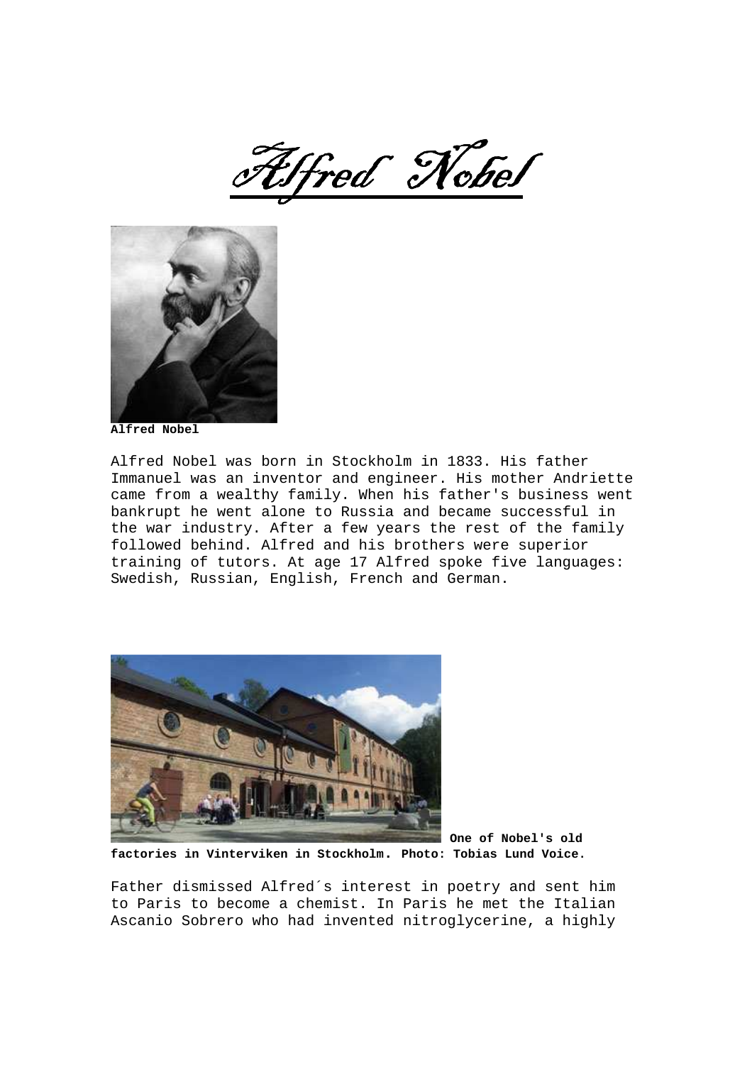# Alfred Nobel

**Alfred Nobel**

Alfred Nobel was born in Stockholm in 1833. His father Immanuel was an inventor and engineer. His mother Andriette came from a wealthy family. When his father's business went bankrupt he went alone to Russia and became successful in the war industry. After a few years the rest of the family followed behind. Alfred and his brothers were superior training of tutors. At age 17 Alfred spoke five languages: Swedish, Russian, English, French and German.

**One of Nobel's old factories in Vinterviken in Stockholm. Photo: Tobias Lund Voice.**

Father dismissed Alfred´s interest in poetry and sent him to Paris to become a chemist. In Paris he met the Italian Ascanio Sobrero who had invented nitroglycerine, a highly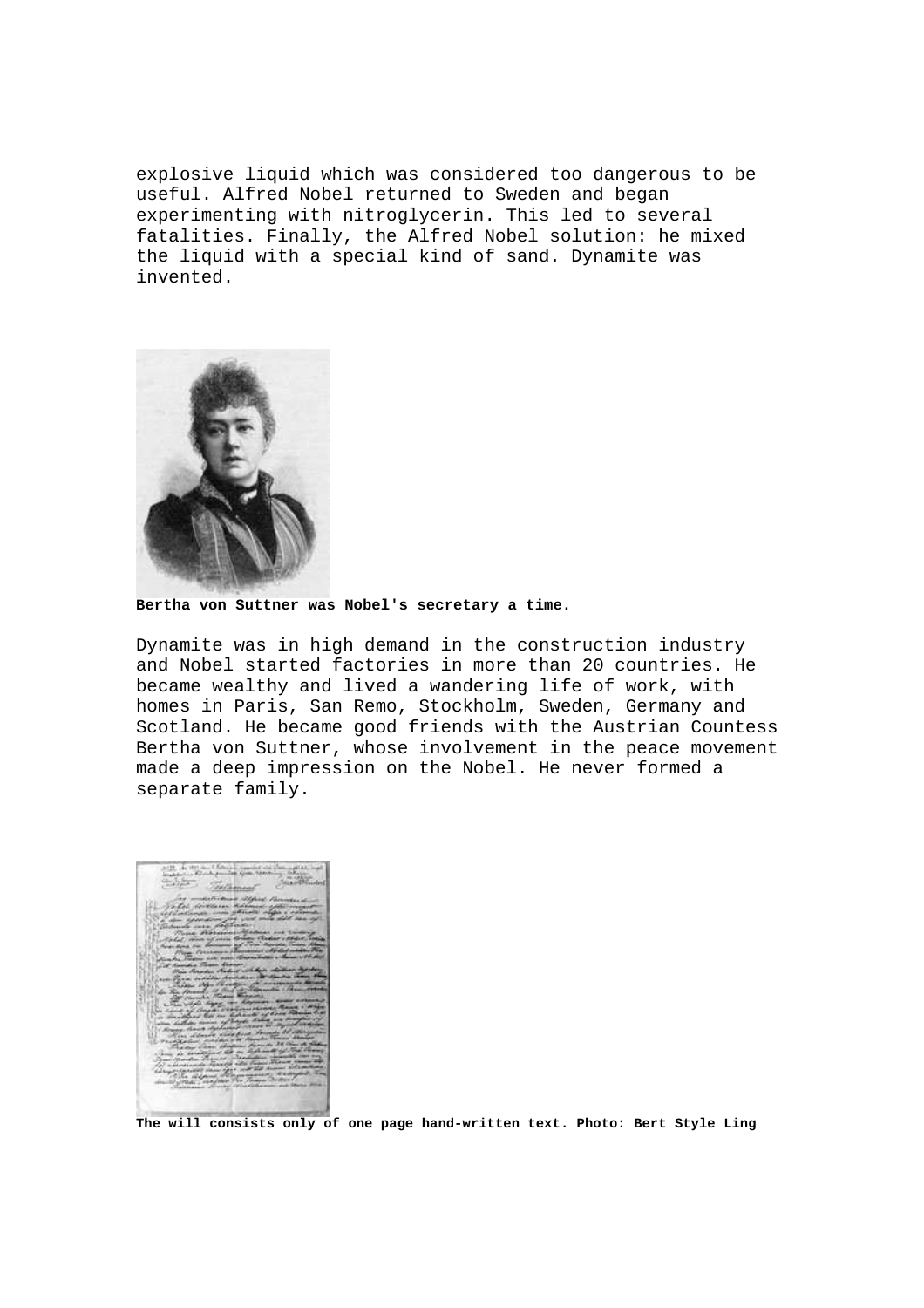explosive liquid which was considered too dangerous to be useful. Alfred Nobel returned to Sweden and began experimenting with nitroglycerin. This led to several fatalities. Finally, the Alfred Nobel solution: he mixed the liquid with a special kind of sand. Dynamite was invented.

**Bertha von Suttner was Nobel's secretary a time.**

Dynamite was in high demand in the construction industry and Nobel started factories in more than 20 countries. He became wealthy and lived a wandering life of work, with homes in Paris, San Remo, Stockholm, Sweden, Germany and Scotland. He became good friends with the Austrian Countess Bertha von Suttner, whose involvement in the peace movement made a deep impression on the Nobel. He never formed a separate family.

**The will consists only of one page hand-written text. Photo: Bert Style Ling**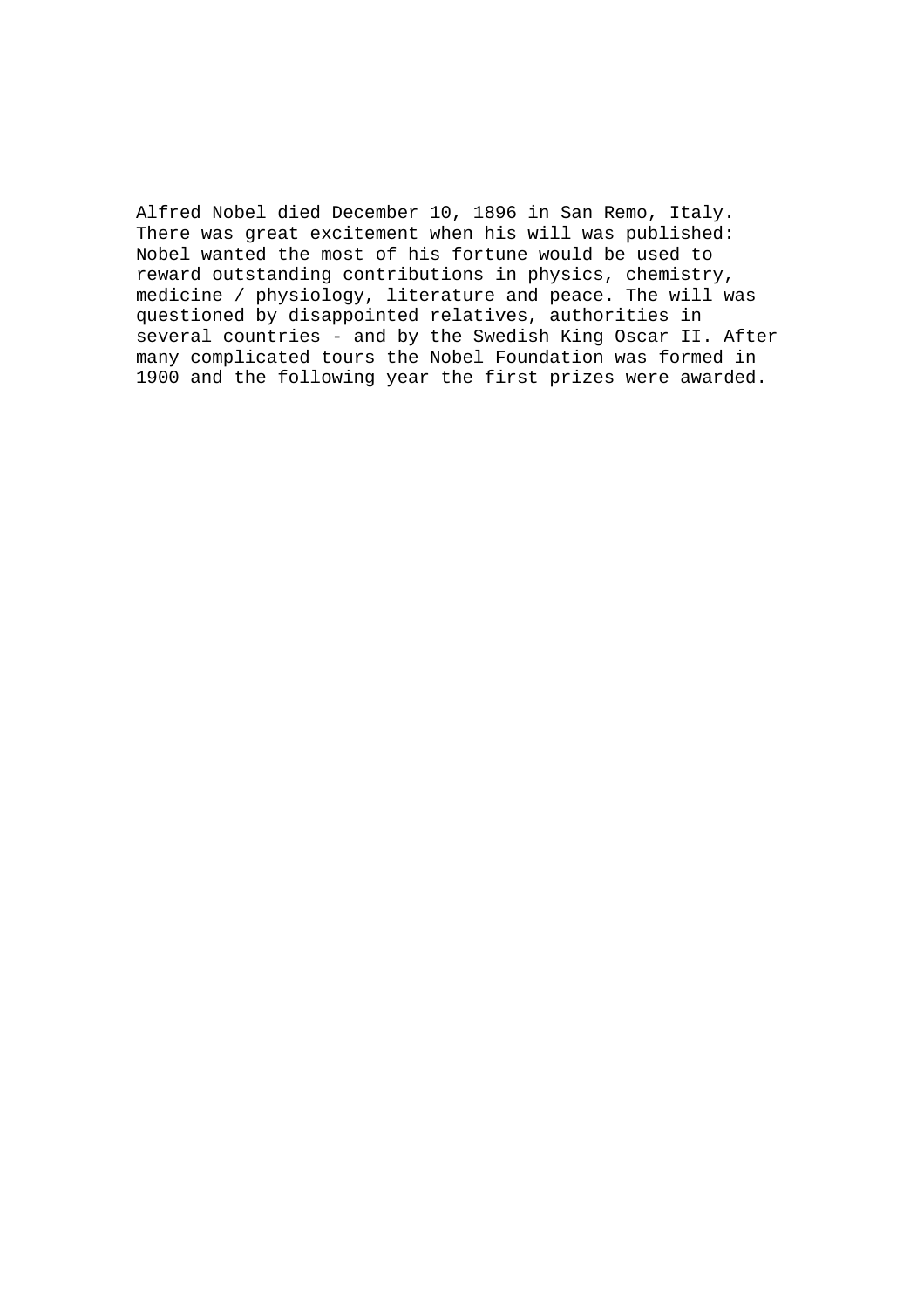Alfred Nobel died December 10, 1896 in San Remo, Italy. There was great excitement when his will was published: Nobel wanted the most of his fortune would be used to reward outstanding contributions in physics, chemistry, medicine / physiology, literature and peace. The will was questioned by disappointed relatives, authorities in several countries - and by the Swedish King Oscar II. After many complicated tours the Nobel Foundation was formed in 1900 and the following year the first prizes were awarded.